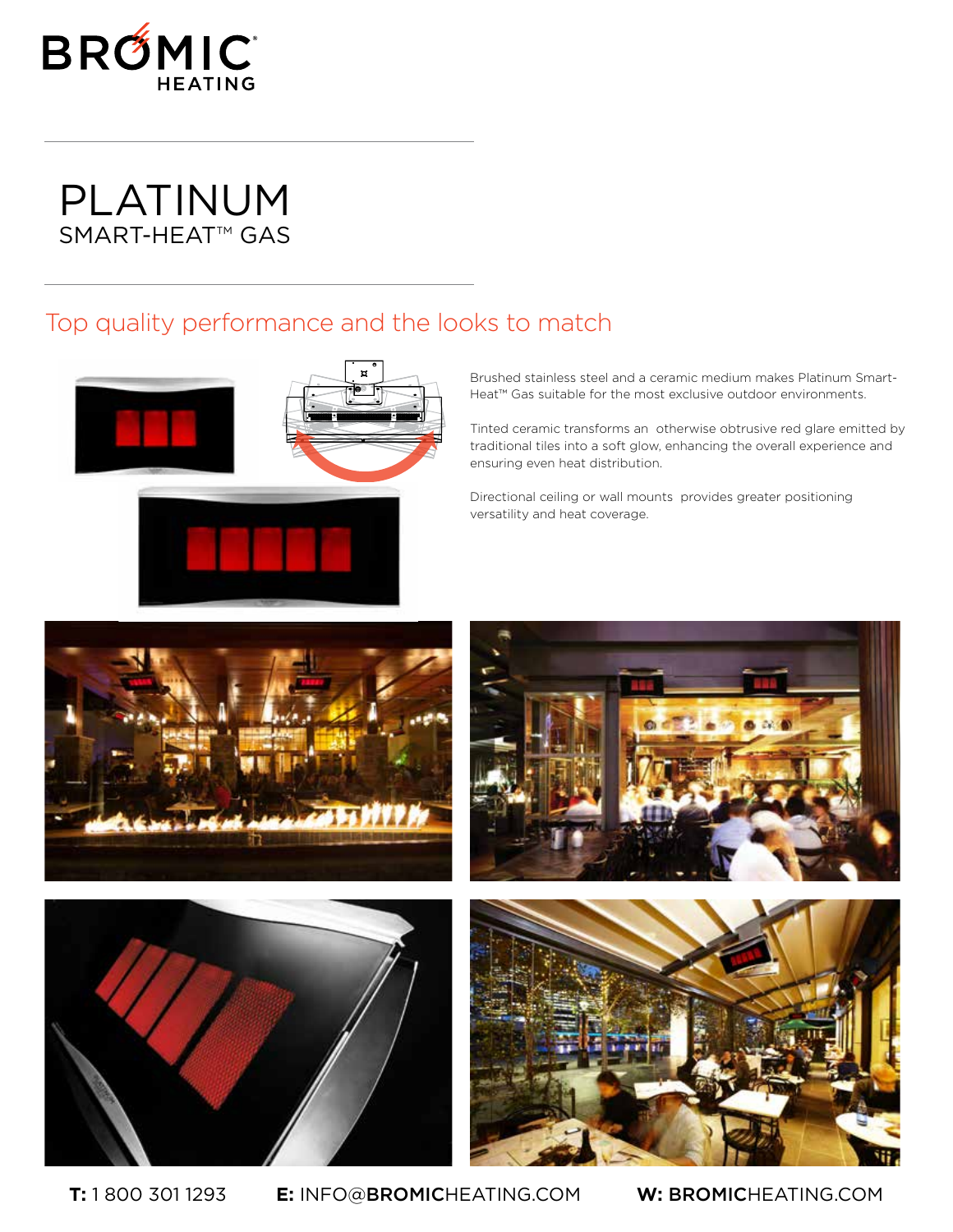# PLATINUM

SMART-HEAT™ GAS

## Top quality performance and the looks to match

Brushed stainless steel and a ceramic medium makes Platinum Smart-Heat™ Gas suitable for the most exclusive outdoor environments.

Tinted ceramic transforms an  otherwise obtrusive red glare emitted by traditional tiles into a soft glow, enhancing the overall experience and ensuring even heat distribution.

Directional ceiling or wall mounts  provides greater positioning versatility and heat coverage.

**T:** 1 800 301 1293 **E:** INFO@**BROMIC**HEATING.COM **W: BROMIC**HEATING.COM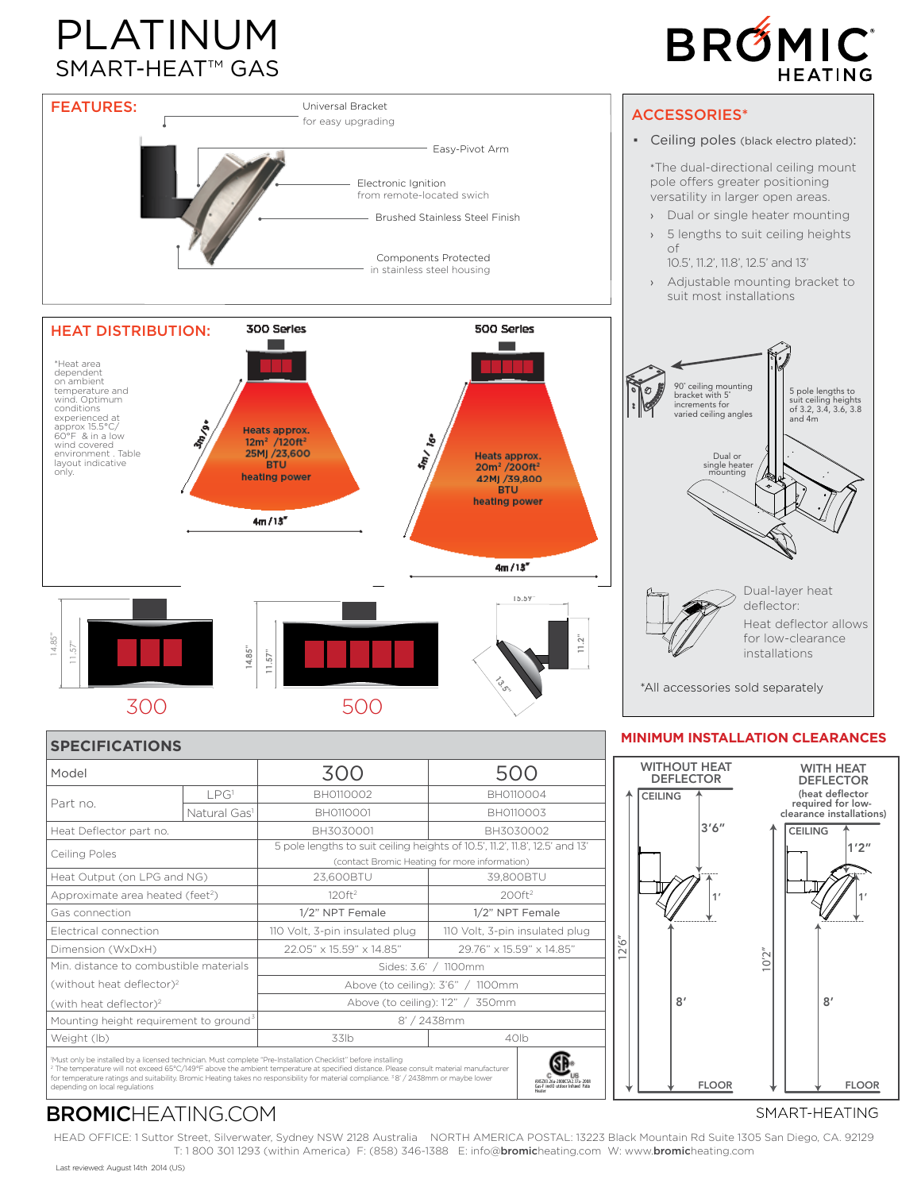# PLATINUM
SMART-HEAT™ GAS

BROMIC HEATING

## FEATURES:

- Universal Bracket for easy upgrading
- Easy-Pivot Arm
- Electronic Ignition from remote-located swich
- Brushed Stainless Steel Finish
- Components Protected in stainless steel housing

## ACCESSORIES*

- Ceiling poles (black electro plated):

*The dual-directional ceiling mount pole offers greater positioning versatility in larger open areas.

› Dual or single heater mounting
› 5 lengths to suit ceiling heights of 10.5', 11.2', 11.8', 12.5' and 13'
› Adjustable mounting bracket to suit most installations

90˚ ceiling mounting bracket with 5˚ increments for varied ceiling angles

5 pole lengths to suit ceiling heights of 3.2, 3.4, 3.6, 3.8 and 4m

Dual or single heater mounting

Dual-layer heat deflector:

Heat deflector allows for low-clearance installations

*All accessories sold separately

## HEAT DISTRIBUTION:

*Heat area dependent on ambient temperature and wind. Optimum conditions experienced at approx 15.5°C/60°F & in a low wind covered environment. Table layout indicative only.

**300 Series**

3m / 9'

Heats approx. 12m² /120ft² 25MJ /23,600 BTU heating power

4m / 13'

**500 Series**

5m / 16'

Heats approx. 20m² /200ft² 42MJ /39,800 BTU heating power

4m / 13'

300: 14.85", 11.57"

500: 14.85", 11.57"

15.59", 11.2", 13.5"

## SPECIFICATIONS

| Model | | 300 | 500 |
|---|---|---|---|
| Part no. | LPG[1] | BH0110002 | BH0110004 |
| | Natural Gas[1] | BH0110001 | BH0110003 |
| Heat Deflector part no. | | BH3030001 | BH3030002 |
| Ceiling Poles | | 5 pole lengths to suit ceiling heights of 10.5', 11.2', 11.8', 12.5' and 13' (contact Bromic Heating for more information) | |
| Heat Output (on LPG and NG) | | 23,600BTU | 39,800BTU |
| Approximate area heated (feet²) | | 120ft² | 200ft² |
| Gas connection | | 1/2" NPT Female | 1/2" NPT Female |
| Electrical connection | | 110 Volt, 3-pin insulated plug | 110 Volt, 3-pin insulated plug |
| Dimension (WxDxH) | | 22.05" x 15.59" x 14.85" | 29.76" x 15.59" x 14.85" |
| Min. distance to combustible materials | | Sides: 3.6' / 1100mm | |
| (without heat deflector)[2] | | Above (to ceiling): 3'6" / 1100mm | |
| (with heat deflector)[2] | | Above (to ceiling): 1'2" / 350mm | |
| Mounting height requirement to ground[3] | | 8' / 2438mm | |
| Weight (lb) | | 33lb | 40lb |

[1]Must only be installed by a licensed technician. Must complete "Pre-Installation Checklist" before installing
[2] The temperature will not exceed 65°C/149°F above the ambient temperature at specified distance. Please consult material manufacturer for temperature ratings and suitability. Bromic Heating takes no responsibility for material compliance. [3]8' / 2438mm or maybe lower depending on local regulations

## MINIMUM INSTALLATION CLEARANCES

**WITHOUT HEAT DEFLECTOR**

CEILING, 3'6", 1', 8', 12'6", FLOOR

**WITH HEAT DEFLECTOR** (heat deflector required for low-clearance installations)

CEILING, 1'2", 1', 8', 10'2", FLOOR

BROMICHEATING.COM

SMART-HEATING

HEAD OFFICE: 1 Suttor Street, Silverwater, Sydney NSW 2128 Australia NORTH AMERICA POSTAL: 13223 Black Mountain Rd Suite 1305 San Diego, CA. 92129
T: 1 800 301 1293 (within America) F: (858) 346-1388 E: info@bromicheating.com W: www.bromicheating.com

Last reviewed: August 14th 2014 (US)